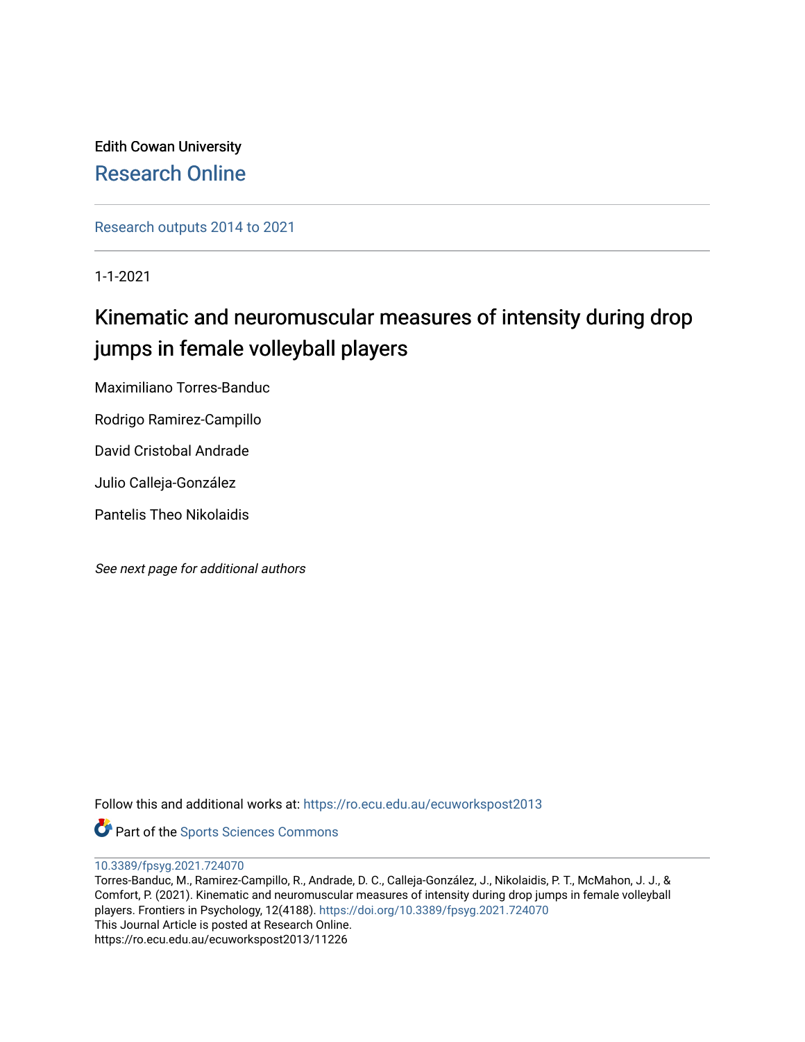Edith Cowan University

Research Online

Research outputs 2014 to 2021

1-1-2021

# Kinematic and neuromuscular measures of intensity during drop jumps in female volleyball players

Maximiliano Torres-Banduc

Rodrigo Ramirez-Campillo

David Cristobal Andrade

Julio Calleja-González

Pantelis Theo Nikolaidis

*See next page for additional authors*

Follow this and additional works at: https://ro.ecu.edu.au/ecuworkspost2013

Part of the Sports Sciences Commons

10.3389/fpsyg.2021.724070

Torres-Banduc, M., Ramirez-Campillo, R., Andrade, D. C., Calleja-González, J., Nikolaidis, P. T., McMahon, J. J., & Comfort, P. (2021). Kinematic and neuromuscular measures of intensity during drop jumps in female volleyball players. Frontiers in Psychology, 12(4188). https://doi.org/10.3389/fpsyg.2021.724070

This Journal Article is posted at Research Online.

https://ro.ecu.edu.au/ecuworkspost2013/11226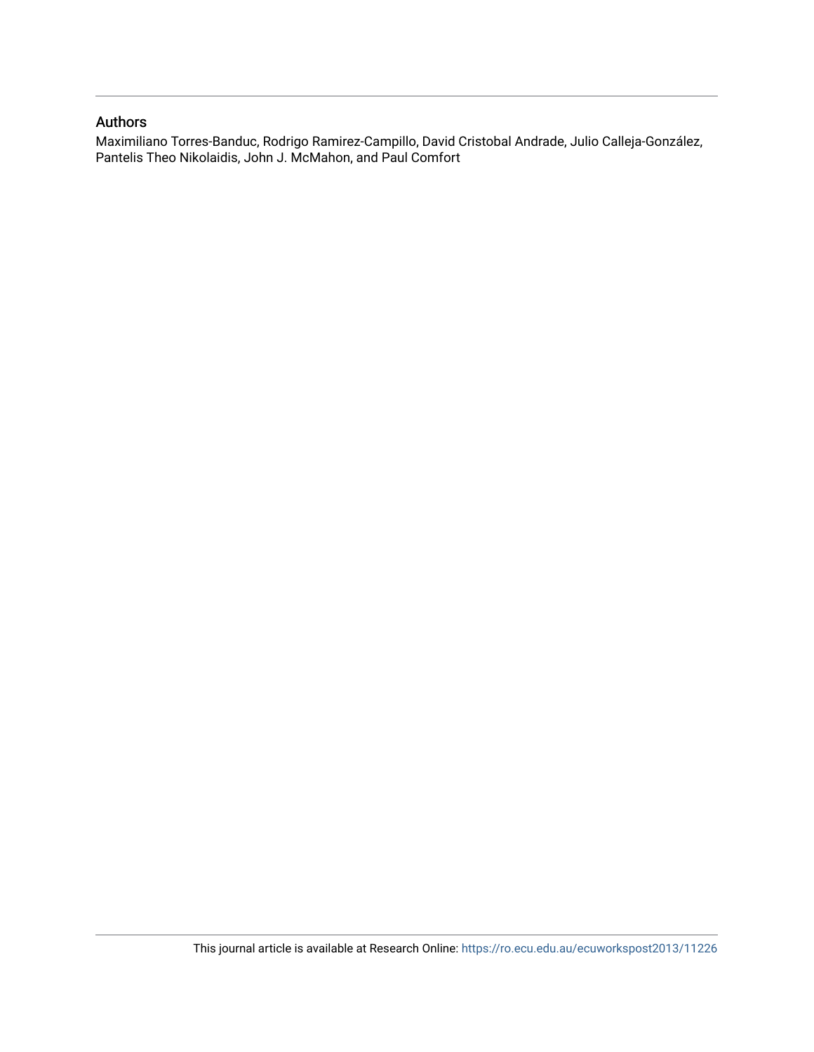## Authors

Maximiliano Torres-Banduc, Rodrigo Ramirez-Campillo, David Cristobal Andrade, Julio Calleja-González, Pantelis Theo Nikolaidis, John J. McMahon, and Paul Comfort

This journal article is available at Research Online: https://ro.ecu.edu.au/ecuworkspost2013/11226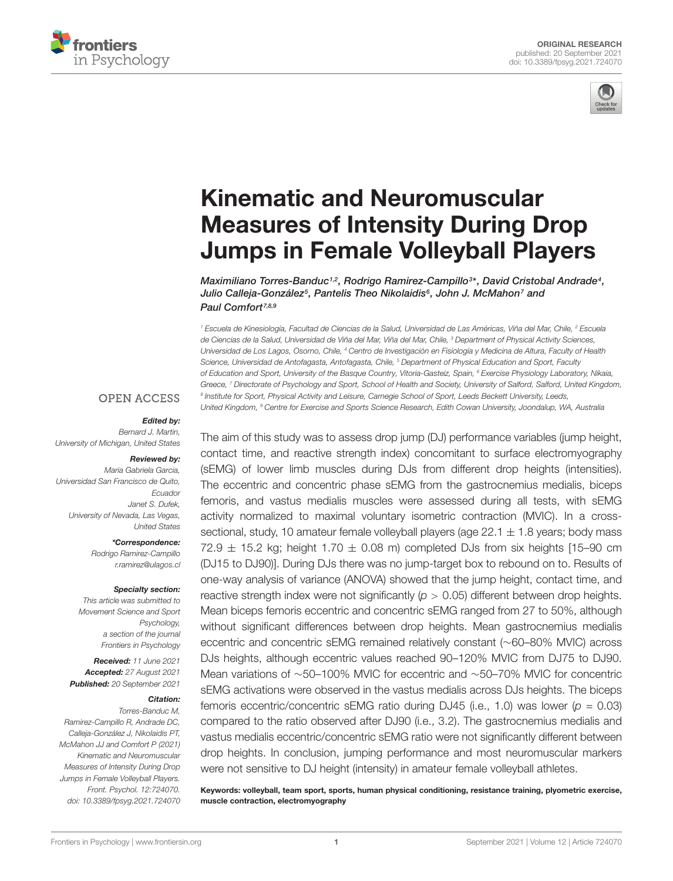# Kinematic and Neuromuscular Measures of Intensity During Drop Jumps in Female Volleyball Players

*Maximiliano Torres-Banduc[1,2], Rodrigo Ramirez-Campillo[3]\*, David Cristobal Andrade[4], Julio Calleja-González[5], Pantelis Theo Nikolaidis[6], John J. McMahon[7] and Paul Comfort[7,8,9]*

[1] Escuela de Kinesiología, Facultad de Ciencias de la Salud, Universidad de Las Américas, Viña del Mar, Chile, [2] Escuela de Ciencias de la Salud, Universidad de Viña del Mar, Viña del Mar, Chile, [3] Department of Physical Activity Sciences, Universidad de Los Lagos, Osorno, Chile, [4] Centro de Investigación en Fisiología y Medicina de Altura, Faculty of Health Science, Universidad de Antofagasta, Antofagasta, Chile, [5] Department of Physical Education and Sport, Faculty of Education and Sport, University of the Basque Country, Vitoria-Gasteiz, Spain, [6] Exercise Physiology Laboratory, Nikaia, Greece, [7] Directorate of Psychology and Sport, School of Health and Society, University of Salford, Salford, United Kingdom, [8] Institute for Sport, Physical Activity and Leisure, Carnegie School of Sport, Leeds Beckett University, Leeds, United Kingdom, [9] Centre for Exercise and Sports Science Research, Edith Cowan University, Joondalup, WA, Australia

OPEN ACCESS

**Edited by:**
Bernard J. Martin,
University of Michigan, United States

**Reviewed by:**
Maria Gabriela Garcia,
Universidad San Francisco de Quito, Ecuador
Janet S. Dufek,
University of Nevada, Las Vegas, United States

**\*Correspondence:**
Rodrigo Ramirez-Campillo
r.ramirez@ulagos.cl

**Specialty section:**
This article was submitted to Movement Science and Sport Psychology, a section of the journal Frontiers in Psychology

**Received:** 11 June 2021
**Accepted:** 27 August 2021
**Published:** 20 September 2021

**Citation:**
Torres-Banduc M, Ramirez-Campillo R, Andrade DC, Calleja-González J, Nikolaidis PT, McMahon JJ and Comfort P (2021) Kinematic and Neuromuscular Measures of Intensity During Drop Jumps in Female Volleyball Players. Front. Psychol. 12:724070. doi: 10.3389/fpsyg.2021.724070

The aim of this study was to assess drop jump (DJ) performance variables (jump height, contact time, and reactive strength index) concomitant to surface electromyography (sEMG) of lower limb muscles during DJs from different drop heights (intensities). The eccentric and concentric phase sEMG from the gastrocnemius medialis, biceps femoris, and vastus medialis muscles were assessed during all tests, with sEMG activity normalized to maximal voluntary isometric contraction (MVIC). In a cross-sectional, study, 10 amateur female volleyball players (age 22.1 ± 1.8 years; body mass 72.9 ± 15.2 kg; height 1.70 ± 0.08 m) completed DJs from six heights [15–90 cm (DJ15 to DJ90)]. During DJs there was no jump-target box to rebound on to. Results of one-way analysis of variance (ANOVA) showed that the jump height, contact time, and reactive strength index were not significantly ($p > 0.05$) different between drop heights. Mean biceps femoris eccentric and concentric sEMG ranged from 27 to 50%, although without significant differences between drop heights. Mean gastrocnemius medialis eccentric and concentric sEMG remained relatively constant (~60–80% MVIC) across DJs heights, although eccentric values reached 90–120% MVIC from DJ75 to DJ90. Mean variations of ~50–100% MVIC for eccentric and ~50–70% MVIC for concentric sEMG activations were observed in the vastus medialis across DJs heights. The biceps femoris eccentric/concentric sEMG ratio during DJ45 (i.e., 1.0) was lower ($p = 0.03$) compared to the ratio observed after DJ90 (i.e., 3.2). The gastrocnemius medialis and vastus medialis eccentric/concentric sEMG ratio were not significantly different between drop heights. In conclusion, jumping performance and most neuromuscular markers were not sensitive to DJ height (intensity) in amateur female volleyball athletes.

**Keywords: volleyball, team sport, sports, human physical conditioning, resistance training, plyometric exercise, muscle contraction, electromyography**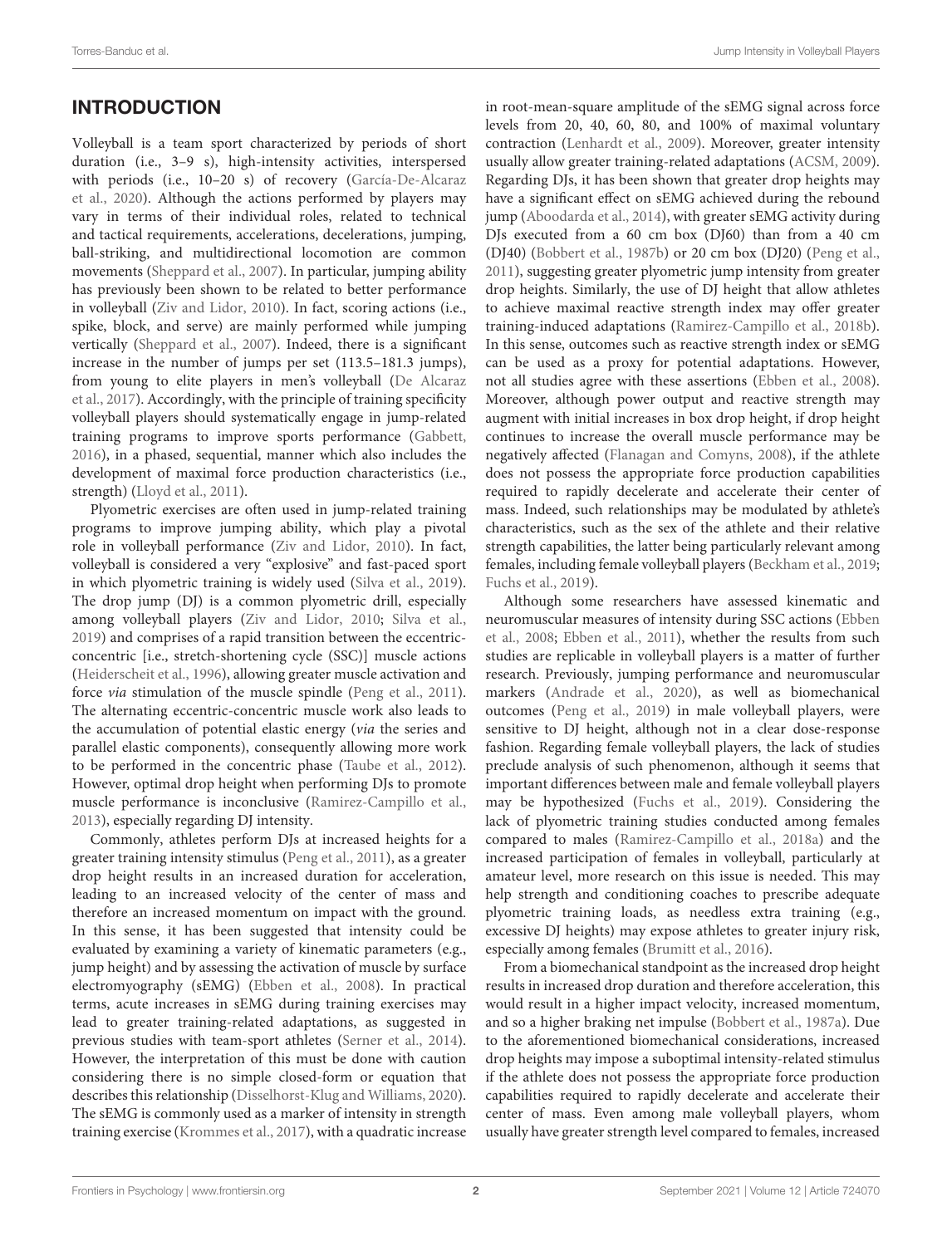## INTRODUCTION

Volleyball is a team sport characterized by periods of short duration (i.e., 3–9 s), high-intensity activities, interspersed with periods (i.e., 10–20 s) of recovery (García-De-Alcaraz et al., 2020). Although the actions performed by players may vary in terms of their individual roles, related to technical and tactical requirements, accelerations, decelerations, jumping, ball-striking, and multidirectional locomotion are common movements (Sheppard et al., 2007). In particular, jumping ability has previously been shown to be related to better performance in volleyball (Ziv and Lidor, 2010). In fact, scoring actions (i.e., spike, block, and serve) are mainly performed while jumping vertically (Sheppard et al., 2007). Indeed, there is a significant increase in the number of jumps per set (113.5–181.3 jumps), from young to elite players in men's volleyball (De Alcaraz et al., 2017). Accordingly, with the principle of training specificity volleyball players should systematically engage in jump-related training programs to improve sports performance (Gabbett, 2016), in a phased, sequential, manner which also includes the development of maximal force production characteristics (i.e., strength) (Lloyd et al., 2011).

Plyometric exercises are often used in jump-related training programs to improve jumping ability, which play a pivotal role in volleyball performance (Ziv and Lidor, 2010). In fact, volleyball is considered a very "explosive" and fast-paced sport in which plyometric training is widely used (Silva et al., 2019). The drop jump (DJ) is a common plyometric drill, especially among volleyball players (Ziv and Lidor, 2010; Silva et al., 2019) and comprises of a rapid transition between the eccentric-concentric [i.e., stretch-shortening cycle (SSC)] muscle actions (Heiderscheit et al., 1996), allowing greater muscle activation and force *via* stimulation of the muscle spindle (Peng et al., 2011). The alternating eccentric-concentric muscle work also leads to the accumulation of potential elastic energy (*via* the series and parallel elastic components), consequently allowing more work to be performed in the concentric phase (Taube et al., 2012). However, optimal drop height when performing DJs to promote muscle performance is inconclusive (Ramirez-Campillo et al., 2013), especially regarding DJ intensity.

Commonly, athletes perform DJs at increased heights for a greater training intensity stimulus (Peng et al., 2011), as a greater drop height results in an increased duration for acceleration, leading to an increased velocity of the center of mass and therefore an increased momentum on impact with the ground. In this sense, it has been suggested that intensity could be evaluated by examining a variety of kinematic parameters (e.g., jump height) and by assessing the activation of muscle by surface electromyography (sEMG) (Ebben et al., 2008). In practical terms, acute increases in sEMG during training exercises may lead to greater training-related adaptations, as suggested in previous studies with team-sport athletes (Serner et al., 2014). However, the interpretation of this must be done with caution considering there is no simple closed-form or equation that describes this relationship (Disselhorst-Klug and Williams, 2020). The sEMG is commonly used as a marker of intensity in strength training exercise (Krommes et al., 2017), with a quadratic increase in root-mean-square amplitude of the sEMG signal across force levels from 20, 40, 60, 80, and 100% of maximal voluntary contraction (Lenhardt et al., 2009). Moreover, greater intensity usually allow greater training-related adaptations (ACSM, 2009). Regarding DJs, it has been shown that greater drop heights may have a significant effect on sEMG achieved during the rebound jump (Aboodarda et al., 2014), with greater sEMG activity during DJs executed from a 60 cm box (DJ60) than from a 40 cm (DJ40) (Bobbert et al., 1987b) or 20 cm box (DJ20) (Peng et al., 2011), suggesting greater plyometric jump intensity from greater drop heights. Similarly, the use of DJ height that allow athletes to achieve maximal reactive strength index may offer greater training-induced adaptations (Ramirez-Campillo et al., 2018b). In this sense, outcomes such as reactive strength index or sEMG can be used as a proxy for potential adaptations. However, not all studies agree with these assertions (Ebben et al., 2008). Moreover, although power output and reactive strength may augment with initial increases in box drop height, if drop height continues to increase the overall muscle performance may be negatively affected (Flanagan and Comyns, 2008), if the athlete does not possess the appropriate force production capabilities required to rapidly decelerate and accelerate their center of mass. Indeed, such relationships may be modulated by athlete's characteristics, such as the sex of the athlete and their relative strength capabilities, the latter being particularly relevant among females, including female volleyball players (Beckham et al., 2019; Fuchs et al., 2019).

Although some researchers have assessed kinematic and neuromuscular measures of intensity during SSC actions (Ebben et al., 2008; Ebben et al., 2011), whether the results from such studies are replicable in volleyball players is a matter of further research. Previously, jumping performance and neuromuscular markers (Andrade et al., 2020), as well as biomechanical outcomes (Peng et al., 2019) in male volleyball players, were sensitive to DJ height, although not in a clear dose-response fashion. Regarding female volleyball players, the lack of studies preclude analysis of such phenomenon, although it seems that important differences between male and female volleyball players may be hypothesized (Fuchs et al., 2019). Considering the lack of plyometric training studies conducted among females compared to males (Ramirez-Campillo et al., 2018a) and the increased participation of females in volleyball, particularly at amateur level, more research on this issue is needed. This may help strength and conditioning coaches to prescribe adequate plyometric training loads, as needless extra training (e.g., excessive DJ heights) may expose athletes to greater injury risk, especially among females (Brumitt et al., 2016).

From a biomechanical standpoint as the increased drop height results in increased drop duration and therefore acceleration, this would result in a higher impact velocity, increased momentum, and so a higher braking net impulse (Bobbert et al., 1987a). Due to the aforementioned biomechanical considerations, increased drop heights may impose a suboptimal intensity-related stimulus if the athlete does not possess the appropriate force production capabilities required to rapidly decelerate and accelerate their center of mass. Even among male volleyball players, whom usually have greater strength level compared to females, increased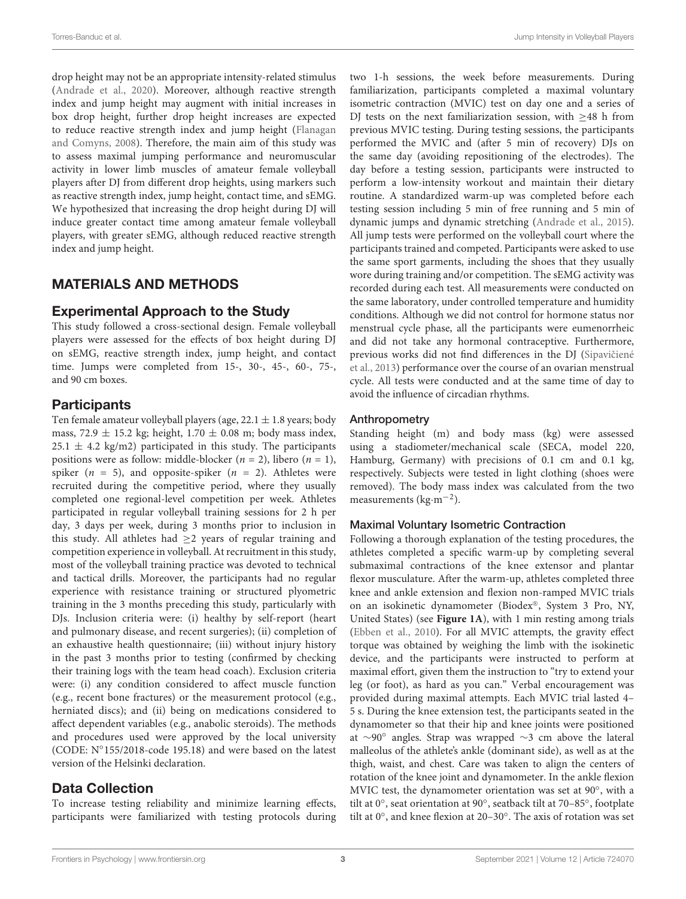drop height may not be an appropriate intensity-related stimulus (Andrade et al., 2020). Moreover, although reactive strength index and jump height may augment with initial increases in box drop height, further drop height increases are expected to reduce reactive strength index and jump height (Flanagan and Comyns, 2008). Therefore, the main aim of this study was to assess maximal jumping performance and neuromuscular activity in lower limb muscles of amateur female volleyball players after DJ from different drop heights, using markers such as reactive strength index, jump height, contact time, and sEMG. We hypothesized that increasing the drop height during DJ will induce greater contact time among amateur female volleyball players, with greater sEMG, although reduced reactive strength index and jump height.

## MATERIALS AND METHODS

### Experimental Approach to the Study

This study followed a cross-sectional design. Female volleyball players were assessed for the effects of box height during DJ on sEMG, reactive strength index, jump height, and contact time. Jumps were completed from 15-, 30-, 45-, 60-, 75-, and 90 cm boxes.

### Participants

Ten female amateur volleyball players (age, $22.1 \pm 1.8$ years; body mass, $72.9 \pm 15.2$ kg; height, $1.70 \pm 0.08$ m; body mass index, $25.1 \pm 4.2$ kg/m2) participated in this study. The participants positions were as follow: middle-blocker ($n = 2$), libero ($n = 1$), spiker ($n = 5$), and opposite-spiker ($n = 2$). Athletes were recruited during the competitive period, where they usually completed one regional-level competition per week. Athletes participated in regular volleyball training sessions for 2 h per day, 3 days per week, during 3 months prior to inclusion in this study. All athletes had $\geq$2 years of regular training and competition experience in volleyball. At recruitment in this study, most of the volleyball training practice was devoted to technical and tactical drills. Moreover, the participants had no regular experience with resistance training or structured plyometric training in the 3 months preceding this study, particularly with DJs. Inclusion criteria were: (i) healthy by self-report (heart and pulmonary disease, and recent surgeries); (ii) completion of an exhaustive health questionnaire; (iii) without injury history in the past 3 months prior to testing (confirmed by checking their training logs with the team head coach). Exclusion criteria were: (i) any condition considered to affect muscle function (e.g., recent bone fractures) or the measurement protocol (e.g., herniated discs); and (ii) being on medications considered to affect dependent variables (e.g., anabolic steroids). The methods and procedures used were approved by the local university (CODE: N°155/2018-code 195.18) and were based on the latest version of the Helsinki declaration.

### Data Collection

To increase testing reliability and minimize learning effects, participants were familiarized with testing protocols during two 1-h sessions, the week before measurements. During familiarization, participants completed a maximal voluntary isometric contraction (MVIC) test on day one and a series of DJ tests on the next familiarization session, with $\geq$48 h from previous MVIC testing. During testing sessions, the participants performed the MVIC and (after 5 min of recovery) DJs on the same day (avoiding repositioning of the electrodes). The day before a testing session, participants were instructed to perform a low-intensity workout and maintain their dietary routine. A standardized warm-up was completed before each testing session including 5 min of free running and 5 min of dynamic jumps and dynamic stretching (Andrade et al., 2015). All jump tests were performed on the volleyball court where the participants trained and competed. Participants were asked to use the same sport garments, including the shoes that they usually wore during training and/or competition. The sEMG activity was recorded during each test. All measurements were conducted on the same laboratory, under controlled temperature and humidity conditions. Although we did not control for hormone status nor menstrual cycle phase, all the participants were eumenorrheic and did not take any hormonal contraceptive. Furthermore, previous works did not find differences in the DJ (Sipavičienė et al., 2013) performance over the course of an ovarian menstrual cycle. All tests were conducted and at the same time of day to avoid the influence of circadian rhythms.

#### Anthropometry

Standing height (m) and body mass (kg) were assessed using a stadiometer/mechanical scale (SECA, model 220, Hamburg, Germany) with precisions of 0.1 cm and 0.1 kg, respectively. Subjects were tested in light clothing (shoes were removed). The body mass index was calculated from the two measurements ($kg \cdot m^{-2}$).

#### Maximal Voluntary Isometric Contraction

Following a thorough explanation of the testing procedures, the athletes completed a specific warm-up by completing several submaximal contractions of the knee extensor and plantar flexor musculature. After the warm-up, athletes completed three knee and ankle extension and flexion non-ramped MVIC trials on an isokinetic dynamometer (Biodex®, System 3 Pro, NY, United States) (see **Figure 1A**), with 1 min resting among trials (Ebben et al., 2010). For all MVIC attempts, the gravity effect torque was obtained by weighing the limb with the isokinetic device, and the participants were instructed to perform at maximal effort, given them the instruction to "try to extend your leg (or foot), as hard as you can." Verbal encouragement was provided during maximal attempts. Each MVIC trial lasted 4–5 s. During the knee extension test, the participants seated in the dynamometer so that their hip and knee joints were positioned at ~90° angles. Strap was wrapped ~3 cm above the lateral malleolus of the athlete's ankle (dominant side), as well as at the thigh, waist, and chest. Care was taken to align the centers of rotation of the knee joint and dynamometer. In the ankle flexion MVIC test, the dynamometer orientation was set at 90°, with a tilt at 0°, seat orientation at 90°, seatback tilt at 70–85°, footplate tilt at 0°, and knee flexion at 20–30°. The axis of rotation was set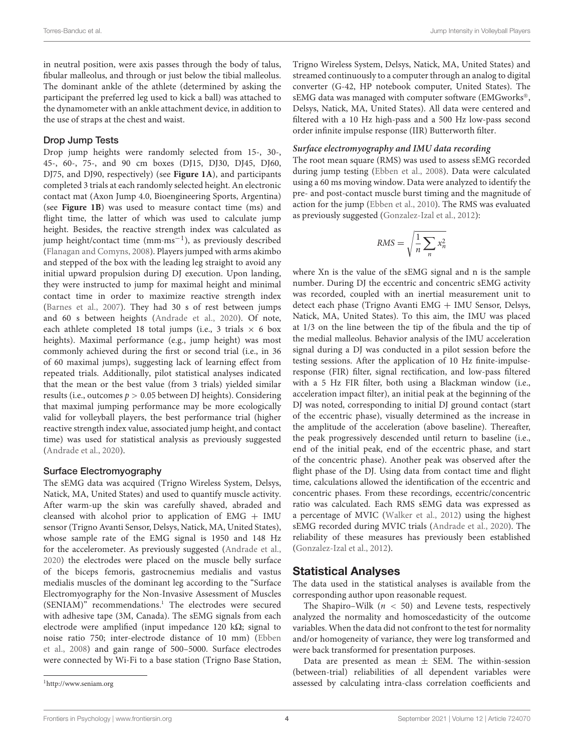in neutral position, were axis passes through the body of talus, fibular malleolus, and through or just below the tibial malleolus. The dominant ankle of the athlete (determined by asking the participant the preferred leg used to kick a ball) was attached to the dynamometer with an ankle attachment device, in addition to the use of straps at the chest and waist.

### Drop Jump Tests

Drop jump heights were randomly selected from 15-, 30-, 45-, 60-, 75-, and 90 cm boxes (DJ15, DJ30, DJ45, DJ60, DJ75, and DJ90, respectively) (see **Figure 1A**), and participants completed 3 trials at each randomly selected height. An electronic contact mat (Axon Jump 4.0, Bioengineering Sports, Argentina) (see **Figure 1B**) was used to measure contact time (ms) and flight time, the latter of which was used to calculate jump height. Besides, the reactive strength index was calculated as jump height/contact time ($mm \cdot ms^{-1}$), as previously described (Flanagan and Comyns, 2008). Players jumped with arms akimbo and stepped of the box with the leading leg straight to avoid any initial upward propulsion during DJ execution. Upon landing, they were instructed to jump for maximal height and minimal contact time in order to maximize reactive strength index (Barnes et al., 2007). They had 30 s of rest between jumps and 60 s between heights (Andrade et al., 2020). Of note, each athlete completed 18 total jumps (i.e., 3 trials × 6 box heights). Maximal performance (e.g., jump height) was most commonly achieved during the first or second trial (i.e., in 36 of 60 maximal jumps), suggesting lack of learning effect from repeated trials. Additionally, pilot statistical analyses indicated that the mean or the best value (from 3 trials) yielded similar results (i.e., outcomes $p > 0.05$ between DJ heights). Considering that maximal jumping performance may be more ecologically valid for volleyball players, the best performance trial (higher reactive strength index value, associated jump height, and contact time) was used for statistical analysis as previously suggested (Andrade et al., 2020).

### Surface Electromyography

The sEMG data was acquired (Trigno Wireless System, Delsys, Natick, MA, United States) and used to quantify muscle activity. After warm-up the skin was carefully shaved, abraded and cleansed with alcohol prior to application of EMG + IMU sensor (Trigno Avanti Sensor, Delsys, Natick, MA, United States), whose sample rate of the EMG signal is 1950 and 148 Hz for the accelerometer. As previously suggested (Andrade et al., 2020) the electrodes were placed on the muscle belly surface of the biceps femoris, gastrocnemius medialis and vastus medialis muscles of the dominant leg according to the "Surface Electromyography for the Non-Invasive Assessment of Muscles (SENIAM)" recommendations.[1] The electrodes were secured with adhesive tape (3M, Canada). The sEMG signals from each electrode were amplified (input impedance 120 kΩ; signal to noise ratio 750; inter-electrode distance of 10 mm) (Ebben et al., 2008) and gain range of 500–5000. Surface electrodes were connected by Wi-Fi to a base station (Trigno Base Station, Trigno Wireless System, Delsys, Natick, MA, United States) and streamed continuously to a computer through an analog to digital converter (G-42, HP notebook computer, United States). The sEMG data was managed with computer software (EMGworks®, Delsys, Natick, MA, United States). All data were centered and filtered with a 10 Hz high-pass and a 500 Hz low-pass second order infinite impulse response (IIR) Butterworth filter.

#### *Surface electromyography and IMU data recording*

The root mean square (RMS) was used to assess sEMG recorded during jump testing (Ebben et al., 2008). Data were calculated using a 60 ms moving window. Data were analyzed to identify the pre- and post-contact muscle burst timing and the magnitude of action for the jump (Ebben et al., 2010). The RMS was evaluated as previously suggested (Gonzalez-Izal et al., 2012):

$$RMS = \sqrt{\frac{1}{n}\sum_{n} x_n^2}$$

where Xn is the value of the sEMG signal and n is the sample number. During DJ the eccentric and concentric sEMG activity was recorded, coupled with an inertial measurement unit to detect each phase (Trigno Avanti EMG + IMU Sensor, Delsys, Natick, MA, United States). To this aim, the IMU was placed at 1/3 on the line between the tip of the fibula and the tip of the medial malleolus. Behavior analysis of the IMU acceleration signal during a DJ was conducted in a pilot session before the testing sessions. After the application of 10 Hz finite-impulse-response (FIR) filter, signal rectification, and low-pass filtered with a 5 Hz FIR filter, both using a Blackman window (i.e., acceleration impact filter), an initial peak at the beginning of the DJ was noted, corresponding to initial DJ ground contact (start of the eccentric phase), visually determined as the increase in the amplitude of the acceleration (above baseline). Thereafter, the peak progressively descended until return to baseline (i.e., end of the initial peak, end of the eccentric phase, and start of the concentric phase). Another peak was observed after the flight phase of the DJ. Using data from contact time and flight time, calculations allowed the identification of the eccentric and concentric phases. From these recordings, eccentric/concentric ratio was calculated. Each RMS sEMG data was expressed as a percentage of MVIC (Walker et al., 2012) using the highest sEMG recorded during MVIC trials (Andrade et al., 2020). The reliability of these measures has previously been established (Gonzalez-Izal et al., 2012).

## Statistical Analyses

The data used in the statistical analyses is available from the corresponding author upon reasonable request.

The Shapiro–Wilk ($n < 50$) and Levene tests, respectively analyzed the normality and homoscedasticity of the outcome variables. When the data did not confront to the test for normality and/or homogeneity of variance, they were log transformed and were back transformed for presentation purposes.

Data are presented as mean ± SEM. The within-session (between-trial) reliabilities of all dependent variables were assessed by calculating intra-class correlation coefficients and

[1] http://www.seniam.org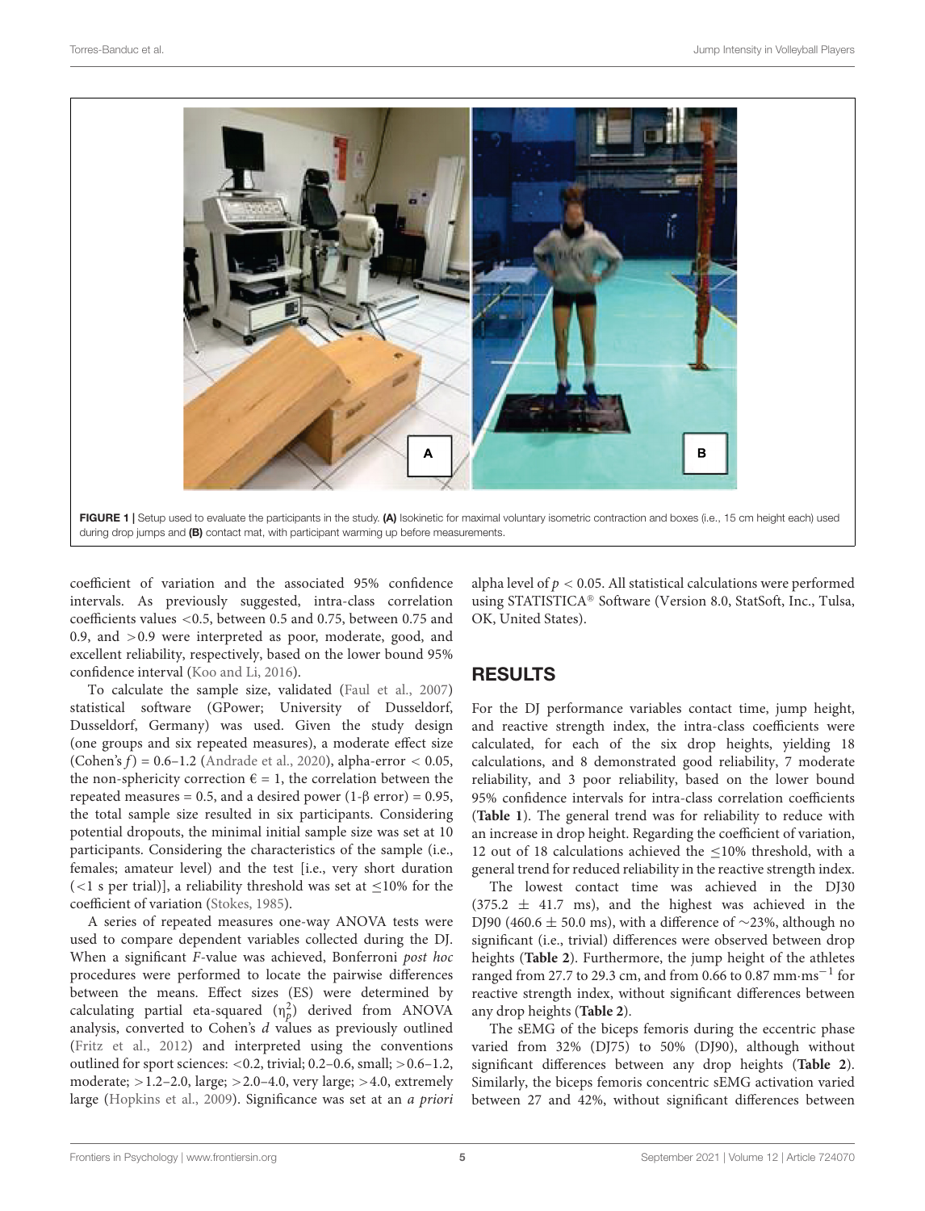FIGURE 1 | Setup used to evaluate the participants in the study. **(A)** Isokinetic for maximal voluntary isometric contraction and boxes (i.e., 15 cm height each) used during drop jumps and **(B)** contact mat, with participant warming up before measurements.

coefficient of variation and the associated 95% confidence intervals. As previously suggested, intra-class correlation coefficients values <0.5, between 0.5 and 0.75, between 0.75 and 0.9, and >0.9 were interpreted as poor, moderate, good, and excellent reliability, respectively, based on the lower bound 95% confidence interval (Koo and Li, 2016).

To calculate the sample size, validated (Faul et al., 2007) statistical software (GPower; University of Dusseldorf, Dusseldorf, Germany) was used. Given the study design (one groups and six repeated measures), a moderate effect size (Cohen's $f$) = 0.6–1.2 (Andrade et al., 2020), alpha-error < 0.05, the non-sphericity correction $\epsilon = 1$, the correlation between the repeated measures = 0.5, and a desired power (1-β error) = 0.95, the total sample size resulted in six participants. Considering potential dropouts, the minimal initial sample size was set at 10 participants. Considering the characteristics of the sample (i.e., females; amateur level) and the test [i.e., very short duration (<1 s per trial)], a reliability threshold was set at ≤10% for the coefficient of variation (Stokes, 1985).

A series of repeated measures one-way ANOVA tests were used to compare dependent variables collected during the DJ. When a significant $F$-value was achieved, Bonferroni *post hoc* procedures were performed to locate the pairwise differences between the means. Effect sizes (ES) were determined by calculating partial eta-squared ($\eta_p^2$) derived from ANOVA analysis, converted to Cohen's $d$ values as previously outlined (Fritz et al., 2012) and interpreted using the conventions outlined for sport sciences: <0.2, trivial; 0.2–0.6, small; >0.6–1.2, moderate; >1.2–2.0, large; >2.0–4.0, very large; >4.0, extremely large (Hopkins et al., 2009). Significance was set at an *a priori* alpha level of $p < 0.05$. All statistical calculations were performed using STATISTICA® Software (Version 8.0, StatSoft, Inc., Tulsa, OK, United States).

## RESULTS

For the DJ performance variables contact time, jump height, and reactive strength index, the intra-class coefficients were calculated, for each of the six drop heights, yielding 18 calculations, and 8 demonstrated good reliability, 7 moderate reliability, and 3 poor reliability, based on the lower bound 95% confidence intervals for intra-class correlation coefficients (**Table 1**). The general trend was for reliability to reduce with an increase in drop height. Regarding the coefficient of variation, 12 out of 18 calculations achieved the ≤10% threshold, with a general trend for reduced reliability in the reactive strength index.

The lowest contact time was achieved in the DJ30 (375.2 ± 41.7 ms), and the highest was achieved in the DJ90 (460.6 ± 50.0 ms), with a difference of ~23%, although no significant (i.e., trivial) differences were observed between drop heights (**Table 2**). Furthermore, the jump height of the athletes ranged from 27.7 to 29.3 cm, and from 0.66 to 0.87 mm·ms$^{-1}$ for reactive strength index, without significant differences between any drop heights (**Table 2**).

The sEMG of the biceps femoris during the eccentric phase varied from 32% (DJ75) to 50% (DJ90), although without significant differences between any drop heights (**Table 2**). Similarly, the biceps femoris concentric sEMG activation varied between 27 and 42%, without significant differences between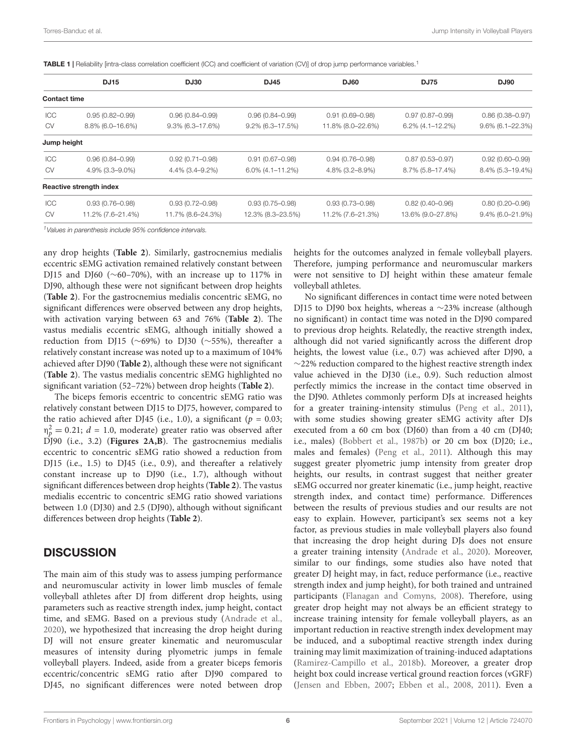**TABLE 1 |** Reliability [intra-class correlation coefficient (ICC) and coefficient of variation (CV)] of drop jump performance variables.[1]

| | DJ15 | DJ30 | DJ45 | DJ60 | DJ75 | DJ90 |
|---|---|---|---|---|---|---|
| **Contact time** | | | | | | |
| ICC | 0.95 (0.82–0.99) | 0.96 (0.84–0.99) | 0.96 (0.84–0.99) | 0.91 (0.69–0.98) | 0.97 (0.87–0.99) | 0.86 (0.38–0.97) |
| CV | 8.8% (6.0–16.6%) | 9.3% (6.3–17.6%) | 9.2% (6.3–17.5%) | 11.8% (8.0–22.6%) | 6.2% (4.1–12.2%) | 9.6% (6.1–22.3%) |
| **Jump height** | | | | | | |
| ICC | 0.96 (0.84–0.99) | 0.92 (0.71–0.98) | 0.91 (0.67–0.98) | 0.94 (0.76–0.98) | 0.87 (0.53–0.97) | 0.92 (0.60–0.99) |
| CV | 4.9% (3.3–9.0%) | 4.4% (3.4–9.2%) | 6.0% (4.1–11.2%) | 4.8% (3.2–8.9%) | 8.7% (5.8–17.4%) | 8.4% (5.3–19.4%) |
| **Reactive strength index** | | | | | | |
| ICC | 0.93 (0.76–0.98) | 0.93 (0.72–0.98) | 0.93 (0.75–0.98) | 0.93 (0.73–0.98) | 0.82 (0.40–0.96) | 0.80 (0.20–0.96) |
| CV | 11.2% (7.6–21.4%) | 11.7% (8.6–24.3%) | 12.3% (8.3–23.5%) | 11.2% (7.6–21.3%) | 13.6% (9.0–27.8%) | 9.4% (6.0–21.9%) |

[1]*Values in parenthesis include 95% confidence intervals.*

any drop heights (**Table 2**). Similarly, gastrocnemius medialis eccentric sEMG activation remained relatively constant between DJ15 and DJ60 (~60–70%), with an increase up to 117% in DJ90, although these were not significant between drop heights (**Table 2**). For the gastrocnemius medialis concentric sEMG, no significant differences were observed between any drop heights, with activation varying between 63 and 76% (**Table 2**). The vastus medialis eccentric sEMG, although initially showed a reduction from DJ15 (~69%) to DJ30 (~55%), thereafter a relatively constant increase was noted up to a maximum of 104% achieved after DJ90 (**Table 2**), although these were not significant (**Table 2**). The vastus medialis concentric sEMG highlighted no significant variation (52–72%) between drop heights (**Table 2**).

The biceps femoris eccentric to concentric sEMG ratio was relatively constant between DJ15 to DJ75, however, compared to the ratio achieved after DJ45 (i.e., 1.0), a significant ($p = 0.03$; $\eta_p^2 = 0.21$; $d = 1.0$, moderate) greater ratio was observed after DJ90 (i.e., 3.2) (**Figures 2A,B**). The gastrocnemius medialis eccentric to concentric sEMG ratio showed a reduction from DJ15 (i.e., 1.5) to DJ45 (i.e., 0.9), and thereafter a relatively constant increase up to DJ90 (i.e., 1.7), although without significant differences between drop heights (**Table 2**). The vastus medialis eccentric to concentric sEMG ratio showed variations between 1.0 (DJ30) and 2.5 (DJ90), although without significant differences between drop heights (**Table 2**).

## DISCUSSION

The main aim of this study was to assess jumping performance and neuromuscular activity in lower limb muscles of female volleyball athletes after DJ from different drop heights, using parameters such as reactive strength index, jump height, contact time, and sEMG. Based on a previous study (Andrade et al., 2020), we hypothesized that increasing the drop height during DJ will not ensure greater kinematic and neuromuscular measures of intensity during plyometric jumps in female volleyball players. Indeed, aside from a greater biceps femoris eccentric/concentric sEMG ratio after DJ90 compared to DJ45, no significant differences were noted between drop heights for the outcomes analyzed in female volleyball players. Therefore, jumping performance and neuromuscular markers were not sensitive to DJ height within these amateur female volleyball athletes.

No significant differences in contact time were noted between DJ15 to DJ90 box heights, whereas a ~23% increase (although no significant) in contact time was noted in the DJ90 compared to previous drop heights. Relatedly, the reactive strength index, although did not varied significantly across the different drop heights, the lowest value (i.e., 0.7) was achieved after DJ90, a ~22% reduction compared to the highest reactive strength index value achieved in the DJ30 (i.e., 0.9). Such reduction almost perfectly mimics the increase in the contact time observed in the DJ90. Athletes commonly perform DJs at increased heights for a greater training-intensity stimulus (Peng et al., 2011), with some studies showing greater sEMG activity after DJs executed from a 60 cm box (DJ60) than from a 40 cm (DJ40; i.e., males) (Bobbert et al., 1987b) or 20 cm box (DJ20; i.e., males and females) (Peng et al., 2011). Although this may suggest greater plyometric jump intensity from greater drop heights, our results, in contrast suggest that neither greater sEMG occurred nor greater kinematic (i.e., jump height, reactive strength index, and contact time) performance. Differences between the results of previous studies and our results are not easy to explain. However, participant's sex seems not a key factor, as previous studies in male volleyball players also found that increasing the drop height during DJs does not ensure a greater training intensity (Andrade et al., 2020). Moreover, similar to our findings, some studies also have noted that greater DJ height may, in fact, reduce performance (i.e., reactive strength index and jump height), for both trained and untrained participants (Flanagan and Comyns, 2008). Therefore, using greater drop height may not always be an efficient strategy to increase training intensity for female volleyball players, as an important reduction in reactive strength index development may be induced, and a suboptimal reactive strength index during training may limit maximization of training-induced adaptations (Ramirez-Campillo et al., 2018b). Moreover, a greater drop height box could increase vertical ground reaction forces (vGRF) (Jensen and Ebben, 2007; Ebben et al., 2008, 2011). Even a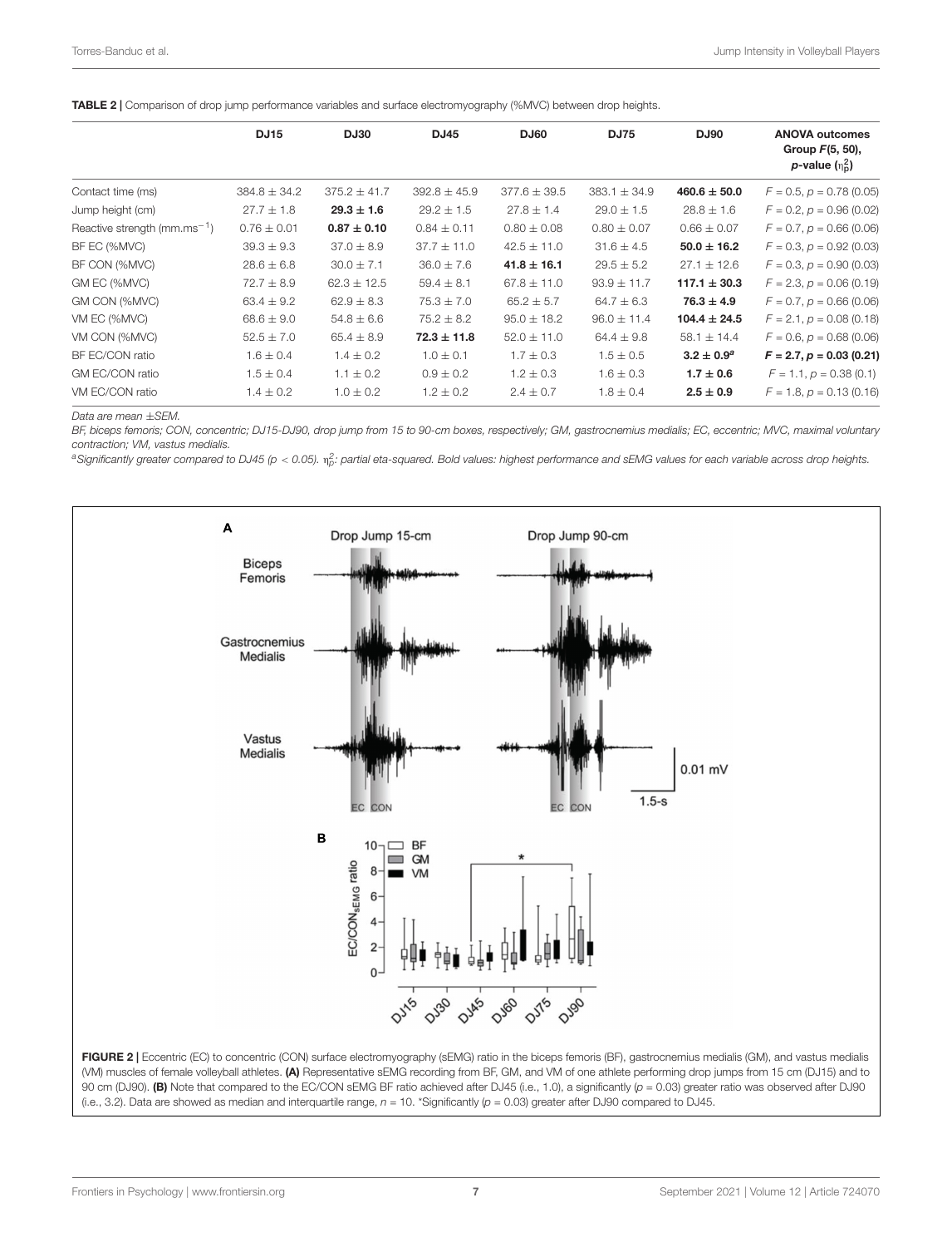**TABLE 2 |** Comparison of drop jump performance variables and surface electromyography (%MVC) between drop heights.

| | DJ15 | DJ30 | DJ45 | DJ60 | DJ75 | DJ90 | ANOVA outcomes Group $F(5, 50)$, $p$-value ($\eta_p^2$) |
|---|---|---|---|---|---|---|---|
| Contact time (ms) | 384.8 ± 34.2 | 375.2 ± 41.7 | 392.8 ± 45.9 | 377.6 ± 39.5 | 383.1 ± 34.9 | **460.6 ± 50.0** | $F = 0.5$, $p = 0.78$ (0.05) |
| Jump height (cm) | 27.7 ± 1.8 | **29.3 ± 1.6** | 29.2 ± 1.5 | 27.8 ± 1.4 | 29.0 ± 1.5 | 28.8 ± 1.6 | $F = 0.2$, $p = 0.96$ (0.02) |
| Reactive strength ($mm.ms^{-1}$) | 0.76 ± 0.01 | **0.87 ± 0.10** | 0.84 ± 0.11 | 0.80 ± 0.08 | 0.80 ± 0.07 | 0.66 ± 0.07 | $F = 0.7$, $p = 0.66$ (0.06) |
| BF EC (%MVC) | 39.3 ± 9.3 | 37.0 ± 8.9 | 37.7 ± 11.0 | 42.5 ± 11.0 | 31.6 ± 4.5 | **50.0 ± 16.2** | $F = 0.3$, $p = 0.92$ (0.03) |
| BF CON (%MVC) | 28.6 ± 6.8 | 30.0 ± 7.1 | 36.0 ± 7.6 | **41.8 ± 16.1** | 29.5 ± 5.2 | 27.1 ± 12.6 | $F = 0.3$, $p = 0.90$ (0.03) |
| GM EC (%MVC) | 72.7 ± 8.9 | 62.3 ± 12.5 | 59.4 ± 8.1 | 67.8 ± 11.0 | 93.9 ± 11.7 | **117.1 ± 30.3** | $F = 2.3$, $p = 0.06$ (0.19) |
| GM CON (%MVC) | 63.4 ± 9.2 | 62.9 ± 8.3 | 75.3 ± 7.0 | 65.2 ± 5.7 | 64.7 ± 6.3 | **76.3 ± 4.9** | $F = 0.7$, $p = 0.66$ (0.06) |
| VM EC (%MVC) | 68.6 ± 9.0 | 54.8 ± 6.6 | 75.2 ± 8.2 | 95.0 ± 18.2 | 96.0 ± 11.4 | **104.4 ± 24.5** | $F = 2.1$, $p = 0.08$ (0.18) |
| VM CON (%MVC) | 52.5 ± 7.0 | 65.4 ± 8.9 | **72.3 ± 11.8** | 52.0 ± 11.0 | 64.4 ± 9.8 | 58.1 ± 14.4 | $F = 0.6$, $p = 0.68$ (0.06) |
| BF EC/CON ratio | 1.6 ± 0.4 | 1.4 ± 0.2 | 1.0 ± 0.1 | 1.7 ± 0.3 | 1.5 ± 0.5 | **3.2 ± 0.9**[a] | **$F = 2.7$, $p = 0.03$ (0.21)** |
| GM EC/CON ratio | 1.5 ± 0.4 | 1.1 ± 0.2 | 0.9 ± 0.2 | 1.2 ± 0.3 | 1.6 ± 0.3 | **1.7 ± 0.6** | $F = 1.1$, $p = 0.38$ (0.1) |
| VM EC/CON ratio | 1.4 ± 0.2 | 1.0 ± 0.2 | 1.2 ± 0.2 | 2.4 ± 0.7 | 1.8 ± 0.4 | **2.5 ± 0.9** | $F = 1.8$, $p = 0.13$ (0.16) |

*Data are mean ±SEM.*

*BF, biceps femoris; CON, concentric; DJ15-DJ90, drop jump from 15 to 90-cm boxes, respectively; GM, gastrocnemius medialis; EC, eccentric; MVC, maximal voluntary contraction; VM, vastus medialis.*

[a]*Significantly greater compared to DJ45 ($p < 0.05$). $\eta_p^2$: partial eta-squared. Bold values: highest performance and sEMG values for each variable across drop heights.*

**FIGURE 2 |** Eccentric (EC) to concentric (CON) surface electromyography (sEMG) ratio in the biceps femoris (BF), gastrocnemius medialis (GM), and vastus medialis (VM) muscles of female volleyball athletes. **(A)** Representative sEMG recording from BF, GM, and VM of one athlete performing drop jumps from 15 cm (DJ15) and to 90 cm (DJ90). **(B)** Note that compared to the EC/CON sEMG BF ratio achieved after DJ45 (i.e., 1.0), a significantly ($p = 0.03$) greater ratio was observed after DJ90 (i.e., 3.2). Data are showed as median and interquartile range, $n = 10$. *Significantly ($p = 0.03$) greater after DJ90 compared to DJ45.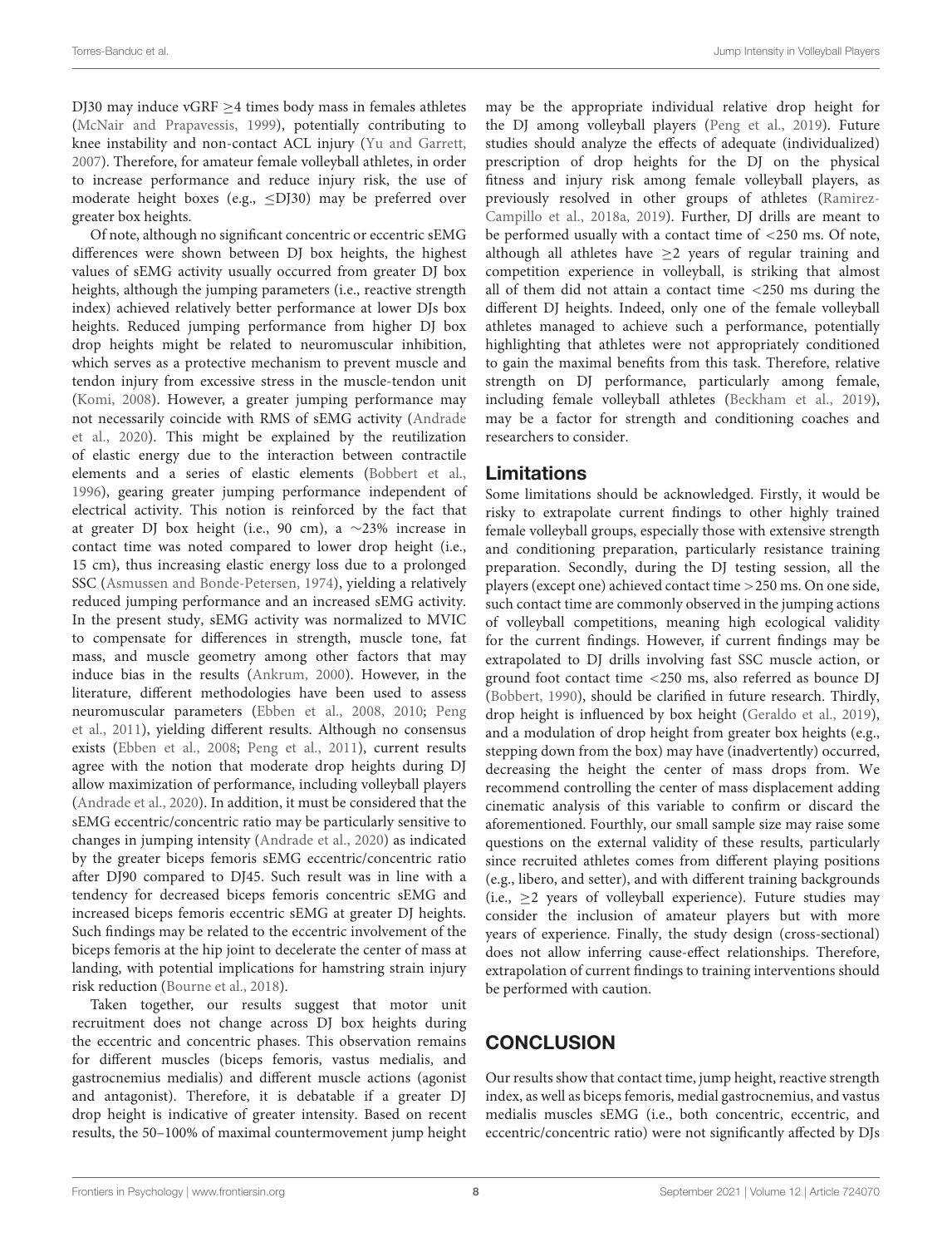DJ30 may induce vGRF ≥4 times body mass in females athletes (McNair and Prapavessis, 1999), potentially contributing to knee instability and non-contact ACL injury (Yu and Garrett, 2007). Therefore, for amateur female volleyball athletes, in order to increase performance and reduce injury risk, the use of moderate height boxes (e.g., ≤DJ30) may be preferred over greater box heights.

Of note, although no significant concentric or eccentric sEMG differences were shown between DJ box heights, the highest values of sEMG activity usually occurred from greater DJ box heights, although the jumping parameters (i.e., reactive strength index) achieved relatively better performance at lower DJs box heights. Reduced jumping performance from higher DJ box drop heights might be related to neuromuscular inhibition, which serves as a protective mechanism to prevent muscle and tendon injury from excessive stress in the muscle-tendon unit (Komi, 2008). However, a greater jumping performance may not necessarily coincide with RMS of sEMG activity (Andrade et al., 2020). This might be explained by the reutilization of elastic energy due to the interaction between contractile elements and a series of elastic elements (Bobbert et al., 1996), gearing greater jumping performance independent of electrical activity. This notion is reinforced by the fact that at greater DJ box height (i.e., 90 cm), a ∼23% increase in contact time was noted compared to lower drop height (i.e., 15 cm), thus increasing elastic energy loss due to a prolonged SSC (Asmussen and Bonde-Petersen, 1974), yielding a relatively reduced jumping performance and an increased sEMG activity. In the present study, sEMG activity was normalized to MVIC to compensate for differences in strength, muscle tone, fat mass, and muscle geometry among other factors that may induce bias in the results (Ankrum, 2000). However, in the literature, different methodologies have been used to assess neuromuscular parameters (Ebben et al., 2008, 2010; Peng et al., 2011), yielding different results. Although no consensus exists (Ebben et al., 2008; Peng et al., 2011), current results agree with the notion that moderate drop heights during DJ allow maximization of performance, including volleyball players (Andrade et al., 2020). In addition, it must be considered that the sEMG eccentric/concentric ratio may be particularly sensitive to changes in jumping intensity (Andrade et al., 2020) as indicated by the greater biceps femoris sEMG eccentric/concentric ratio after DJ90 compared to DJ45. Such result was in line with a tendency for decreased biceps femoris concentric sEMG and increased biceps femoris eccentric sEMG at greater DJ heights. Such findings may be related to the eccentric involvement of the biceps femoris at the hip joint to decelerate the center of mass at landing, with potential implications for hamstring strain injury risk reduction (Bourne et al., 2018).

Taken together, our results suggest that motor unit recruitment does not change across DJ box heights during the eccentric and concentric phases. This observation remains for different muscles (biceps femoris, vastus medialis, and gastrocnemius medialis) and different muscle actions (agonist and antagonist). Therefore, it is debatable if a greater DJ drop height is indicative of greater intensity. Based on recent results, the 50–100% of maximal countermovement jump height may be the appropriate individual relative drop height for the DJ among volleyball players (Peng et al., 2019). Future studies should analyze the effects of adequate (individualized) prescription of drop heights for the DJ on the physical fitness and injury risk among female volleyball players, as previously resolved in other groups of athletes (Ramirez-Campillo et al., 2018a, 2019). Further, DJ drills are meant to be performed usually with a contact time of <250 ms. Of note, although all athletes have ≥2 years of regular training and competition experience in volleyball, is striking that almost all of them did not attain a contact time <250 ms during the different DJ heights. Indeed, only one of the female volleyball athletes managed to achieve such a performance, potentially highlighting that athletes were not appropriately conditioned to gain the maximal benefits from this task. Therefore, relative strength on DJ performance, particularly among female, including female volleyball athletes (Beckham et al., 2019), may be a factor for strength and conditioning coaches and researchers to consider.

## Limitations

Some limitations should be acknowledged. Firstly, it would be risky to extrapolate current findings to other highly trained female volleyball groups, especially those with extensive strength and conditioning preparation, particularly resistance training preparation. Secondly, during the DJ testing session, all the players (except one) achieved contact time >250 ms. On one side, such contact time are commonly observed in the jumping actions of volleyball competitions, meaning high ecological validity for the current findings. However, if current findings may be extrapolated to DJ drills involving fast SSC muscle action, or ground foot contact time <250 ms, also referred as bounce DJ (Bobbert, 1990), should be clarified in future research. Thirdly, drop height is influenced by box height (Geraldo et al., 2019), and a modulation of drop height from greater box heights (e.g., stepping down from the box) may have (inadvertently) occurred, decreasing the height the center of mass drops from. We recommend controlling the center of mass displacement adding cinematic analysis of this variable to confirm or discard the aforementioned. Fourthly, our small sample size may raise some questions on the external validity of these results, particularly since recruited athletes comes from different playing positions (e.g., libero, and setter), and with different training backgrounds (i.e., ≥2 years of volleyball experience). Future studies may consider the inclusion of amateur players but with more years of experience. Finally, the study design (cross-sectional) does not allow inferring cause-effect relationships. Therefore, extrapolation of current findings to training interventions should be performed with caution.

# CONCLUSION

Our results show that contact time, jump height, reactive strength index, as well as biceps femoris, medial gastrocnemius, and vastus medialis muscles sEMG (i.e., both concentric, eccentric, and eccentric/concentric ratio) were not significantly affected by DJs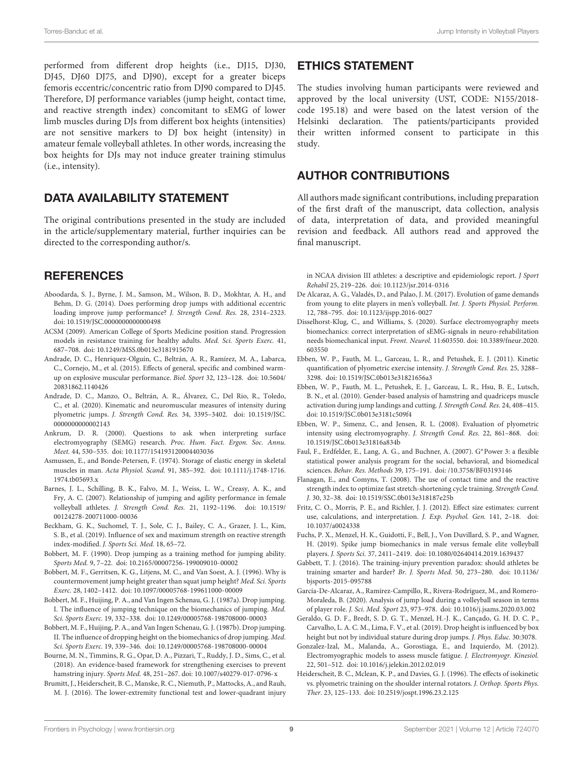performed from different drop heights (i.e., DJ15, DJ30, DJ45, DJ60 DJ75, and DJ90), except for a greater biceps femoris eccentric/concentric ratio from DJ90 compared to DJ45. Therefore, DJ performance variables (jump height, contact time, and reactive strength index) concomitant to sEMG of lower limb muscles during DJs from different box heights (intensities) are not sensitive markers to DJ box height (intensity) in amateur female volleyball athletes. In other words, increasing the box heights for DJs may not induce greater training stimulus (i.e., intensity).

## DATA AVAILABILITY STATEMENT

The original contributions presented in the study are included in the article/supplementary material, further inquiries can be directed to the corresponding author/s.

## ETHICS STATEMENT

The studies involving human participants were reviewed and approved by the local university (UST, CODE: N155/2018-code 195.18) and were based on the latest version of the Helsinki declaration. The patients/participants provided their written informed consent to participate in this study.

## AUTHOR CONTRIBUTIONS

All authors made significant contributions, including preparation of the first draft of the manuscript, data collection, analysis of data, interpretation of data, and provided meaningful revision and feedback. All authors read and approved the final manuscript.

## REFERENCES

Aboodarda, S. J., Byrne, J. M., Samson, M., Wilson, B. D., Mokhtar, A. H., and Behm, D. G. (2014). Does performing drop jumps with additional eccentric loading improve jump performance? *J. Strength Cond. Res.* 28, 2314–2323. doi: 10.1519/JSC.0000000000000498

ACSM (2009). American College of Sports Medicine position stand. Progression models in resistance training for healthy adults. *Med. Sci. Sports Exerc.* 41, 687–708. doi: 10.1249/MSS.0b013e3181915670

Andrade, D. C., Henriquez-Olguín, C., Beltrán, A. R., Ramírez, M. A., Labarca, C., Cornejo, M., et al. (2015). Effects of general, specific and combined warm-up on explosive muscular performance. *Biol. Sport* 32, 123–128. doi: 10.5604/20831862.1140426

Andrade, D. C., Manzo, O., Beltrán, A. R., Álvarez, C., Del Rio, R., Toledo, C., et al. (2020). Kinematic and neuromuscular measures of intensity during plyometric jumps. *J. Strength Cond. Res.* 34, 3395–3402. doi: 10.1519/JSC.0000000000002143

Ankrum, D. R. (2000). Questions to ask when interpreting surface electromyography (SEMG) research. *Proc. Hum. Fact. Ergon. Soc. Annu. Meet.* 44, 530–535. doi: 10.1177/154193120004403036

Asmussen, E., and Bonde-Petersen, F. (1974). Storage of elastic energy in skeletal muscles in man. *Acta Physiol. Scand.* 91, 385–392. doi: 10.1111/j.1748-1716.1974.tb05693.x

Barnes, J. L., Schilling, B. K., Falvo, M. J., Weiss, L. W., Creasy, A. K., and Fry, A. C. (2007). Relationship of jumping and agility performance in female volleyball athletes. *J. Strength Cond. Res.* 21, 1192–1196. doi: 10.1519/00124278-200711000-00036

Beckham, G. K., Suchomel, T. J., Sole, C. J., Bailey, C. A., Grazer, J. L., Kim, S. B., et al. (2019). Influence of sex and maximum strength on reactive strength index-modified. *J. Sports Sci. Med.* 18, 65–72.

Bobbert, M. F. (1990). Drop jumping as a training method for jumping ability. *Sports Med.* 9, 7–22. doi: 10.2165/00007256-199009010-00002

Bobbert, M. F., Gerritsen, K. G., Litjens, M. C., and Van Soest, A. J. (1996). Why is countermovement jump height greater than squat jump height? *Med. Sci. Sports Exerc.* 28, 1402–1412. doi: 10.1097/00005768-199611000-00009

Bobbert, M. F., Huijing, P. A., and Van Ingen Schenau, G. J. (1987a). Drop jumping. I. The influence of jumping technique on the biomechanics of jumping. *Med. Sci. Sports Exerc.* 19, 332–338. doi: 10.1249/00005768-198708000-00003

Bobbert, M. F., Huijing, P. A., and Van Ingen Schenau, G. J. (1987b). Drop jumping. II. The influence of dropping height on the biomechanics of drop jumping. *Med. Sci. Sports Exerc.* 19, 339–346. doi: 10.1249/00005768-198708000-00004

Bourne, M. N., Timmins, R. G., Opar, D. A., Pizzari, T., Ruddy, J. D., Sims, C., et al. (2018). An evidence-based framework for strengthening exercises to prevent hamstring injury. *Sports Med.* 48, 251–267. doi: 10.1007/s40279-017-0796-x

Brumitt, J., Heiderscheit, B. C., Manske, R. C., Niemuth, P., Mattocks, A., and Rauh, M. J. (2016). The lower-extremity functional test and lower-quadrant injury in NCAA division III athletes: a descriptive and epidemiologic report. *J Sport Rehabil* 25, 219–226. doi: 10.1123/jsr.2014-0316

De Alcaraz, A. G., Valadés, D., and Palao, J. M. (2017). Evolution of game demands from young to elite players in men's volleyball. *Int. J. Sports Physiol. Perform.* 12, 788–795. doi: 10.1123/ijspp.2016-0027

Disselhorst-Klug, C., and Williams, S. (2020). Surface electromyography meets biomechanics: correct interpretation of sEMG-signals in neuro-rehabilitation needs biomechanical input. *Front. Neurol.* 11:603550. doi: 10.3389/fneur.2020.603550

Ebben, W. P., Fauth, M. L., Garceau, L. R., and Petushek, E. J. (2011). Kinetic quantification of plyometric exercise intensity. *J. Strength Cond. Res.* 25, 3288–3298. doi: 10.1519/JSC.0b013e31821656a3

Ebben, W. P., Fauth, M. L., Petushek, E. J., Garceau, L. R., Hsu, B. E., Lutsch, B. N., et al. (2010). Gender-based analysis of hamstring and quadriceps muscle activation during jump landings and cutting. *J. Strength Cond. Res.* 24, 408–415. doi: 10.1519/JSC.0b013e3181c509f4

Ebben, W. P., Simenz, C., and Jensen, R. L. (2008). Evaluation of plyometric intensity using electromyography. *J. Strength Cond. Res.* 22, 861–868. doi: 10.1519/JSC.0b013e31816a834b

Faul, F., Erdfelder, E., Lang, A. G., and Buchner, A. (2007). G*Power 3: a flexible statistical power analysis program for the social, behavioral, and biomedical sciences. *Behav. Res. Methods* 39, 175–191. doi: /10.3758/BF03193146

Flanagan, E., and Comyns, T. (2008). The use of contact time and the reactive strength index to optimize fast stretch-shortening cycle training. *Strength Cond. J.* 30, 32–38. doi: 10.1519/SSC.0b013e318187e25b

Fritz, C. O., Morris, P. E., and Richler, J. J. (2012). Effect size estimates: current use, calculations, and interpretation. *J. Exp. Psychol. Gen.* 141, 2–18. doi: 10.1037/a0024338

Fuchs, P. X., Menzel, H. K., Guidotti, F., Bell, J., Von Duvillard, S. P., and Wagner, H. (2019). Spike jump biomechanics in male versus female elite volleyball players. *J. Sports Sci.* 37, 2411–2419. doi: 10.1080/02640414.2019.1639437

Gabbett, T. J. (2016). The training-injury prevention paradox: should athletes be training smarter and harder? *Br. J. Sports Med.* 50, 273–280. doi: 10.1136/bjsports-2015-095788

García-De-Alcaraz, A., Ramírez-Campillo, R., Rivera-Rodríguez, M., and Romero-Moraleda, B. (2020). Analysis of jump load during a volleyball season in terms of player role. *J. Sci. Med. Sport* 23, 973–978. doi: 10.1016/j.jsams.2020.03.002

Geraldo, G. D. F., Bredt, S. D. G. T., Menzel, H.-J. K., Cançado, G. H. D. C. P., Carvalho, L. A. C. M., Lima, F. V., et al. (2019). Drop height is influenced by box height but not by individual stature during drop jumps. *J. Phys. Educ.* 30:3078.

Gonzalez-Izal, M., Malanda, A., Gorostiaga, E., and Izquierdo, M. (2012). Electromyographic models to assess muscle fatigue. *J. Electromyogr. Kinesiol.* 22, 501–512. doi: 10.1016/j.jelekin.2012.02.019

Heiderscheit, B. C., Mclean, K. P., and Davies, G. J. (1996). The effects of isokinetic vs. plyometric training on the shoulder internal rotators. *J. Orthop. Sports Phys. Ther.* 23, 125–133. doi: 10.2519/jospt.1996.23.2.125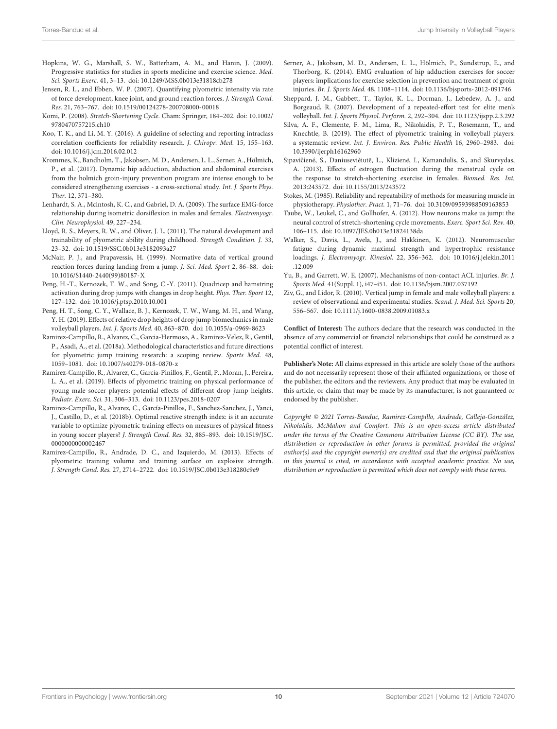Hopkins, W. G., Marshall, S. W., Batterham, A. M., and Hanin, J. (2009). Progressive statistics for studies in sports medicine and exercise science. *Med. Sci. Sports Exerc.* 41, 3–13. doi: 10.1249/MSS.0b013e31818cb278

Jensen, R. L., and Ebben, W. P. (2007). Quantifying plyometric intensity via rate of force development, knee joint, and ground reaction forces. *J. Strength Cond. Res.* 21, 763–767. doi: 10.1519/00124278-200708000-00018

Komi, P. (2008). *Stretch-Shortening Cycle*. Cham: Springer, 184–202. doi: 10.1002/9780470757215.ch10

Koo, T. K., and Li, M. Y. (2016). A guideline of selecting and reporting intraclass correlation coefficients for reliability research. *J. Chiropr. Med.* 15, 155–163. doi: 10.1016/j.jcm.2016.02.012

Krommes, K., Bandholm, T., Jakobsen, M. D., Andersen, L. L., Serner, A., Hölmich, P., et al. (2017). Dynamic hip adduction, abduction and abdominal exercises from the holmich groin-injury prevention program are intense enough to be considered strengthening exercises - a cross-sectional study. *Int. J. Sports Phys. Ther.* 12, 371–380.

Lenhardt, S. A., Mcintosh, K. C., and Gabriel, D. A. (2009). The surface EMG-force relationship during isometric dorsiflexion in males and females. *Electromyogr. Clin. Neurophysiol.* 49, 227–234.

Lloyd, R. S., Meyers, R. W., and Oliver, J. L. (2011). The natural development and trainability of plyometric ability during childhood. *Strength Condition. J.* 33, 23–32. doi: 10.1519/SSC.0b013e3182093a27

McNair, P. J., and Prapavessis, H. (1999). Normative data of vertical ground reaction forces during landing from a jump. *J. Sci. Med. Sport* 2, 86–88. doi: 10.1016/S1440-2440(99)80187-X

Peng, H.-T., Kernozek, T. W., and Song, C.-Y. (2011). Quadricep and hamstring activation during drop jumps with changes in drop height. *Phys. Ther. Sport* 12, 127–132. doi: 10.1016/j.ptsp.2010.10.001

Peng, H. T., Song, C. Y., Wallace, B. J., Kernozek, T. W., Wang, M. H., and Wang, Y. H. (2019). Effects of relative drop heights of drop jump biomechanics in male volleyball players. *Int. J. Sports Med.* 40, 863–870. doi: 10.1055/a-0969-8623

Ramirez-Campillo, R., Alvarez, C., Garcia-Hermoso, A., Ramirez-Velez, R., Gentil, P., Asadi, A., et al. (2018a). Methodological characteristics and future directions for plyometric jump training research: a scoping review. *Sports Med.* 48, 1059–1081. doi: 10.1007/s40279-018-0870-z

Ramirez-Campillo, R., Alvarez, C., García-Pinillos, F., Gentil, P., Moran, J., Pereira, L. A., et al. (2019). Effects of plyometric training on physical performance of young male soccer players: potential effects of different drop jump heights. *Pediatr. Exerc. Sci.* 31, 306–313. doi: 10.1123/pes.2018-0207

Ramirez-Campillo, R., Alvarez, C., García-Pinillos, F., Sanchez-Sanchez, J., Yanci, J., Castillo, D., et al. (2018b). Optimal reactive strength index: is it an accurate variable to optimize plyometric training effects on measures of physical fitness in young soccer players? *J. Strength Cond. Res.* 32, 885–893. doi: 10.1519/JSC.0000000000002467

Ramirez-Campillo, R., Andrade, D. C., and Izquierdo, M. (2013). Effects of plyometric training volume and training surface on explosive strength. *J. Strength Cond. Res.* 27, 2714–2722. doi: 10.1519/JSC.0b013e318280c9e9

Serner, A., Jakobsen, M. D., Andersen, L. L., Hölmich, P., Sundstrup, E., and Thorborg, K. (2014). EMG evaluation of hip adduction exercises for soccer players: implications for exercise selection in prevention and treatment of groin injuries. *Br. J. Sports Med.* 48, 1108–1114. doi: 10.1136/bjsports-2012-091746

Sheppard, J. M., Gabbett, T., Taylor, K. L., Dorman, J., Lebedew, A. J., and Borgeaud, R. (2007). Development of a repeated-effort test for elite men's volleyball. *Int. J. Sports Physiol. Perform.* 2, 292–304. doi: 10.1123/ijspp.2.3.292

Silva, A. F., Clemente, F. M., Lima, R., Nikolaidis, P. T., Rosemann, T., and Knechtle, B. (2019). The effect of plyometric training in volleyball players: a systematic review. *Int. J. Environ. Res. Public Health* 16, 2960–2983. doi: 10.3390/ijerph16162960

Sipavičiené, S., Daniusevièiutë, L., Klizienë, I., Kamandulis, S., and Skurvydas, A. (2013). Effects of estrogen fluctuation during the menstrual cycle on the response to stretch-shortening exercise in females. *Biomed. Res. Int.* 2013:243572. doi: 10.1155/2013/243572

Stokes, M. (1985). Reliability and repeatability of methods for measuring muscle in physiotherapy. *Physiother. Pract.* 1, 71–76. doi: 10.3109/09593988509163853

Taube, W., Leukel, C., and Gollhofer, A. (2012). How neurons make us jump: the neural control of stretch-shortening cycle movements. *Exerc. Sport Sci. Rev.* 40, 106–115. doi: 10.1097/JES.0b013e31824138da

Walker, S., Davis, L., Avela, J., and Hakkinen, K. (2012). Neuromuscular fatigue during dynamic maximal strength and hypertrophic resistance loadings. *J. Electromyogr. Kinesiol.* 22, 356–362. doi: 10.1016/j.jelekin.2011.12.009

Yu, B., and Garrett, W. E. (2007). Mechanisms of non-contact ACL injuries. *Br. J. Sports Med.* 41(Suppl. 1), i47–i51. doi: 10.1136/bjsm.2007.037192

Ziv, G., and Lidor, R. (2010). Vertical jump in female and male volleyball players: a review of observational and experimental studies. *Scand. J. Med. Sci. Sports* 20, 556–567. doi: 10.1111/j.1600-0838.2009.01083.x

**Conflict of Interest:** The authors declare that the research was conducted in the absence of any commercial or financial relationships that could be construed as a potential conflict of interest.

**Publisher's Note:** All claims expressed in this article are solely those of the authors and do not necessarily represent those of their affiliated organizations, or those of the publisher, the editors and the reviewers. Any product that may be evaluated in this article, or claim that may be made by its manufacturer, is not guaranteed or endorsed by the publisher.

*Copyright © 2021 Torres-Banduc, Ramirez-Campillo, Andrade, Calleja-González, Nikolaidis, McMahon and Comfort. This is an open-access article distributed under the terms of the Creative Commons Attribution License (CC BY). The use, distribution or reproduction in other forums is permitted, provided the original author(s) and the copyright owner(s) are credited and that the original publication in this journal is cited, in accordance with accepted academic practice. No use, distribution or reproduction is permitted which does not comply with these terms.*